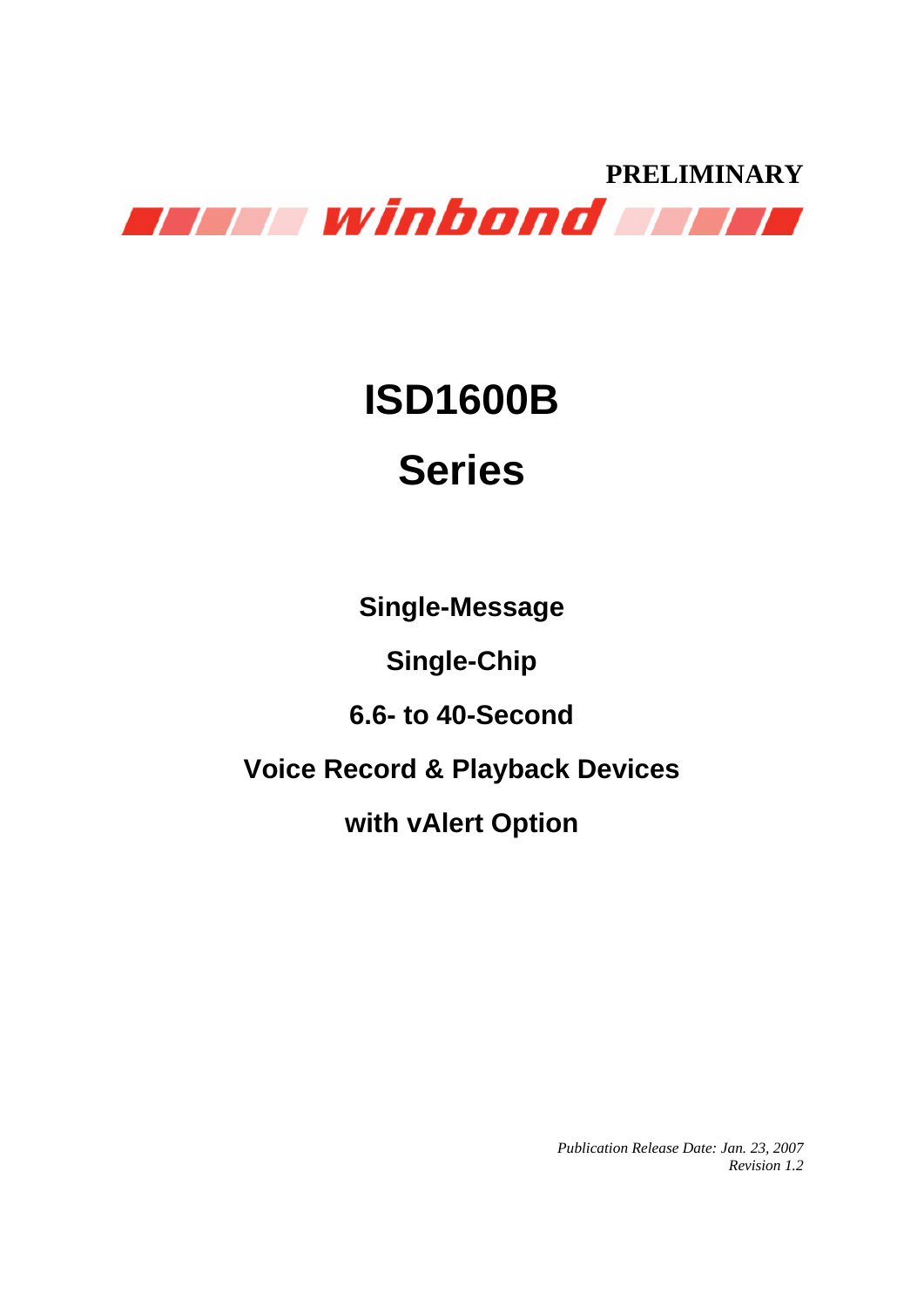**PRELIMINARY**

winbond

# ISD1600B

# Series

**Single-Message**

**Single-Chip**

**6.6- to 40-Second**

**Voice Record & Playback Devices**

**with vAlert Option**

*Publication Release Date: Jan. 23, 2007*
*Revision 1.2*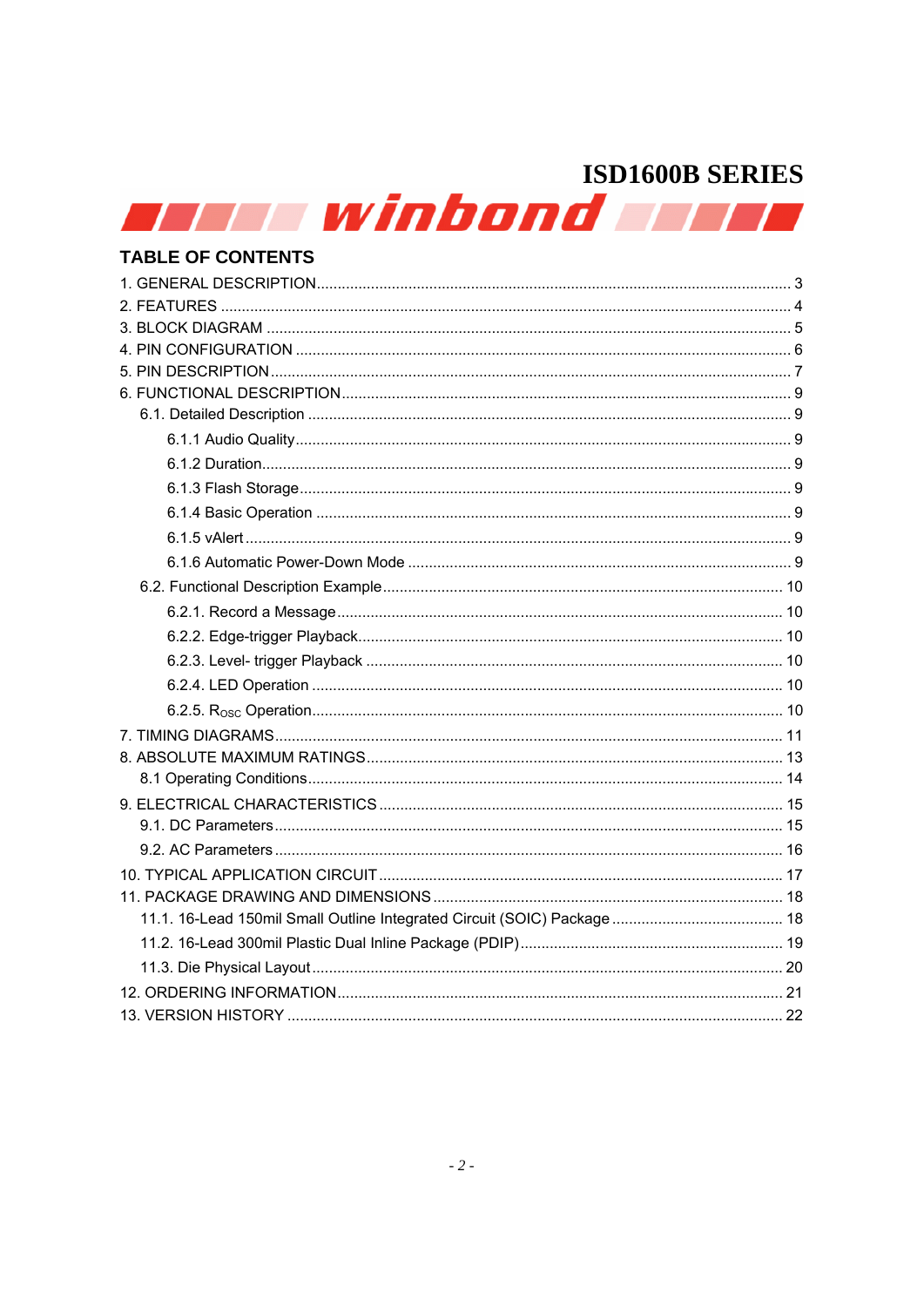## TABLE OF CONTENTS

1. GENERAL DESCRIPTION ........ 3
2. FEATURES ........ 4
3. BLOCK DIAGRAM ........ 5
4. PIN CONFIGURATION ........ 6
5. PIN DESCRIPTION ........ 7
6. FUNCTIONAL DESCRIPTION ........ 9
   - 6.1. Detailed Description ........ 9
     - 6.1.1 Audio Quality ........ 9
     - 6.1.2 Duration ........ 9
     - 6.1.3 Flash Storage ........ 9
     - 6.1.4 Basic Operation ........ 9
     - 6.1.5 vAlert ........ 9
     - 6.1.6 Automatic Power-Down Mode ........ 9
   - 6.2. Functional Description Example ........ 10
     - 6.2.1. Record a Message ........ 10
     - 6.2.2. Edge-trigger Playback ........ 10
     - 6.2.3. Level- trigger Playback ........ 10
     - 6.2.4. LED Operation ........ 10
     - 6.2.5. $R_{OSC}$ Operation ........ 10
7. TIMING DIAGRAMS ........ 11
8. ABSOLUTE MAXIMUM RATINGS ........ 13
   - 8.1 Operating Conditions ........ 14
9. ELECTRICAL CHARACTERISTICS ........ 15
   - 9.1. DC Parameters ........ 15
   - 9.2. AC Parameters ........ 16
10. TYPICAL APPLICATION CIRCUIT ........ 17
11. PACKAGE DRAWING AND DIMENSIONS ........ 18
    - 11.1. 16-Lead 150mil Small Outline Integrated Circuit (SOIC) Package ........ 18
    - 11.2. 16-Lead 300mil Plastic Dual Inline Package (PDIP) ........ 19
    - 11.3. Die Physical Layout ........ 20
12. ORDERING INFORMATION ........ 21
13. VERSION HISTORY ........ 22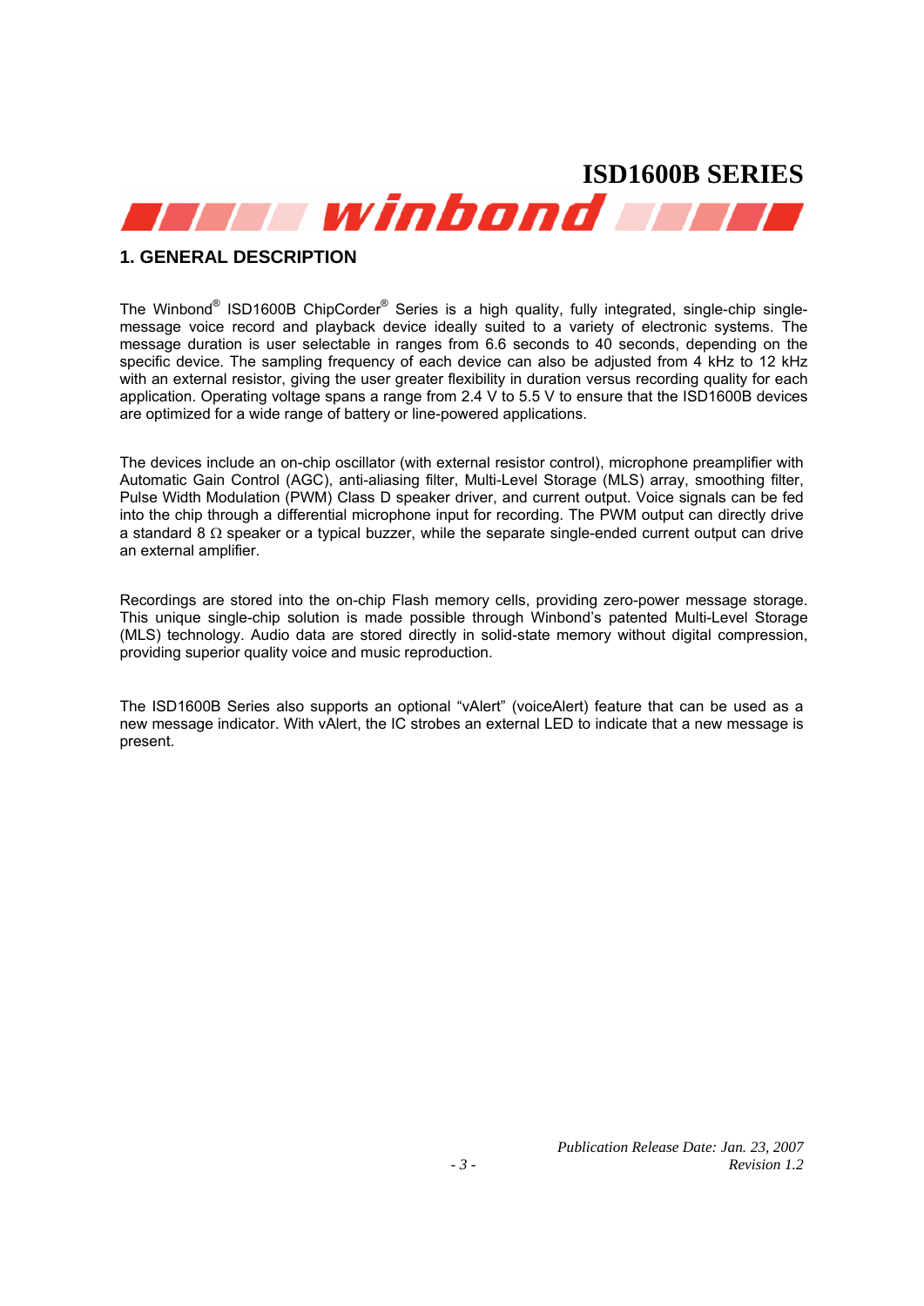## 1. GENERAL DESCRIPTION

The Winbond® ISD1600B ChipCorder® Series is a high quality, fully integrated, single-chip single-message voice record and playback device ideally suited to a variety of electronic systems. The message duration is user selectable in ranges from 6.6 seconds to 40 seconds, depending on the specific device. The sampling frequency of each device can also be adjusted from 4 kHz to 12 kHz with an external resistor, giving the user greater flexibility in duration versus recording quality for each application. Operating voltage spans a range from 2.4 V to 5.5 V to ensure that the ISD1600B devices are optimized for a wide range of battery or line-powered applications.

The devices include an on-chip oscillator (with external resistor control), microphone preamplifier with Automatic Gain Control (AGC), anti-aliasing filter, Multi-Level Storage (MLS) array, smoothing filter, Pulse Width Modulation (PWM) Class D speaker driver, and current output. Voice signals can be fed into the chip through a differential microphone input for recording. The PWM output can directly drive a standard 8 Ω speaker or a typical buzzer, while the separate single-ended current output can drive an external amplifier.

Recordings are stored into the on-chip Flash memory cells, providing zero-power message storage. This unique single-chip solution is made possible through Winbond's patented Multi-Level Storage (MLS) technology. Audio data are stored directly in solid-state memory without digital compression, providing superior quality voice and music reproduction.

The ISD1600B Series also supports an optional "vAlert" (voiceAlert) feature that can be used as a new message indicator. With vAlert, the IC strobes an external LED to indicate that a new message is present.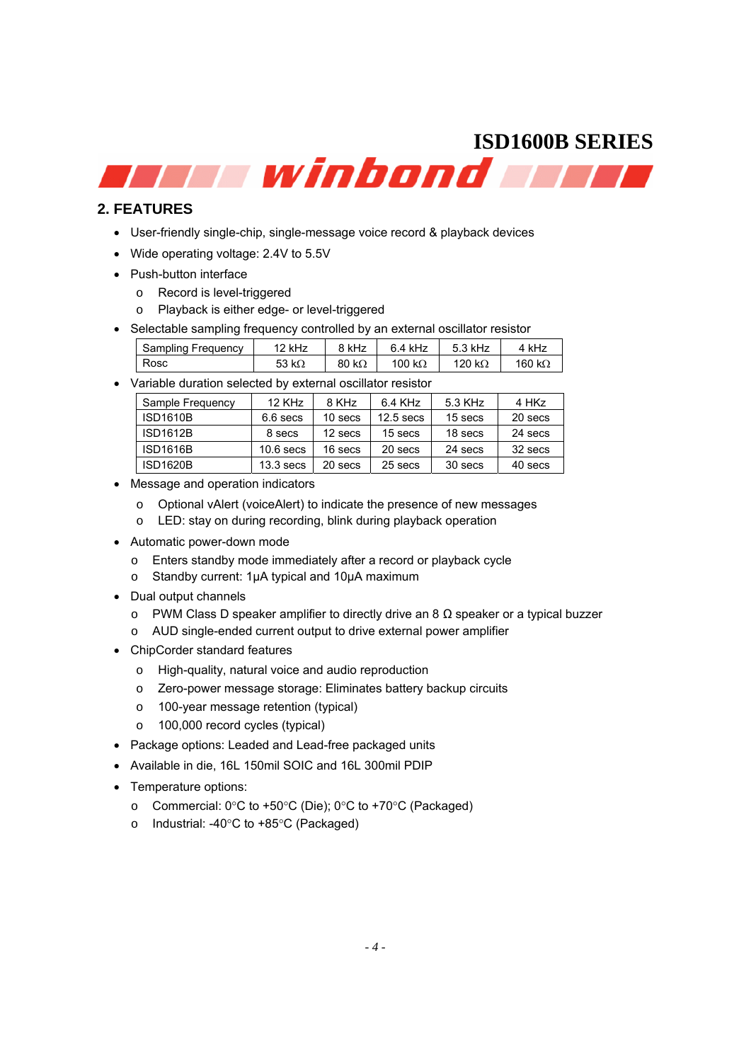## 2. FEATURES

- User-friendly single-chip, single-message voice record & playback devices
- Wide operating voltage: 2.4V to 5.5V
- Push-button interface
  - o Record is level-triggered
  - o Playback is either edge- or level-triggered
- Selectable sampling frequency controlled by an external oscillator resistor

| Sampling Frequency | 12 kHz | 8 kHz | 6.4 kHz | 5.3 kHz | 4 kHz |
|---|---|---|---|---|---|
| Rosc | 53 kΩ | 80 kΩ | 100 kΩ | 120 kΩ | 160 kΩ |

- Variable duration selected by external oscillator resistor

| Sample Frequency | 12 KHz | 8 KHz | 6.4 KHz | 5.3 KHz | 4 HKz |
|---|---|---|---|---|---|
| ISD1610B | 6.6 secs | 10 secs | 12.5 secs | 15 secs | 20 secs |
| ISD1612B | 8 secs | 12 secs | 15 secs | 18 secs | 24 secs |
| ISD1616B | 10.6 secs | 16 secs | 20 secs | 24 secs | 32 secs |
| ISD1620B | 13.3 secs | 20 secs | 25 secs | 30 secs | 40 secs |

- Message and operation indicators
  - o Optional vAlert (voiceAlert) to indicate the presence of new messages
  - o LED: stay on during recording, blink during playback operation
- Automatic power-down mode
  - o Enters standby mode immediately after a record or playback cycle
  - o Standby current: 1µA typical and 10µA maximum
- Dual output channels
  - o PWM Class D speaker amplifier to directly drive an 8 Ω speaker or a typical buzzer
  - o AUD single-ended current output to drive external power amplifier
- ChipCorder standard features
  - o High-quality, natural voice and audio reproduction
  - o Zero-power message storage: Eliminates battery backup circuits
  - o 100-year message retention (typical)
  - o 100,000 record cycles (typical)
- Package options: Leaded and Lead-free packaged units
- Available in die, 16L 150mil SOIC and 16L 300mil PDIP
- Temperature options:
  - o Commercial: 0°C to +50°C (Die); 0°C to +70°C (Packaged)
  - o Industrial: -40°C to +85°C (Packaged)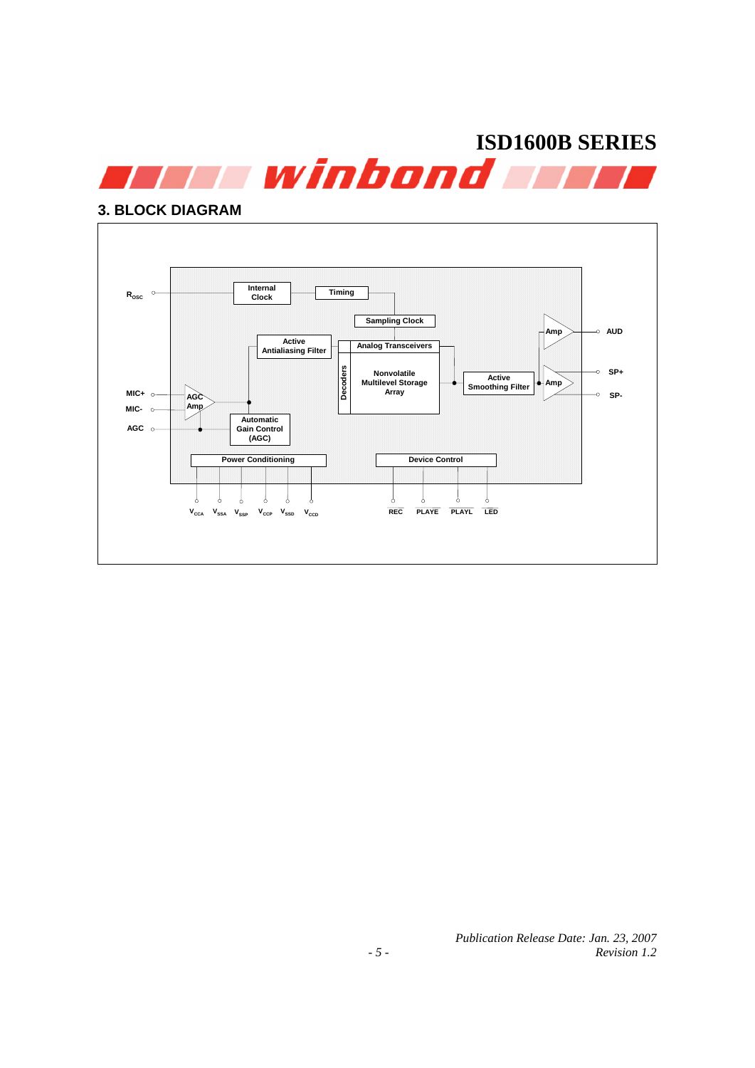## 3. BLOCK DIAGRAM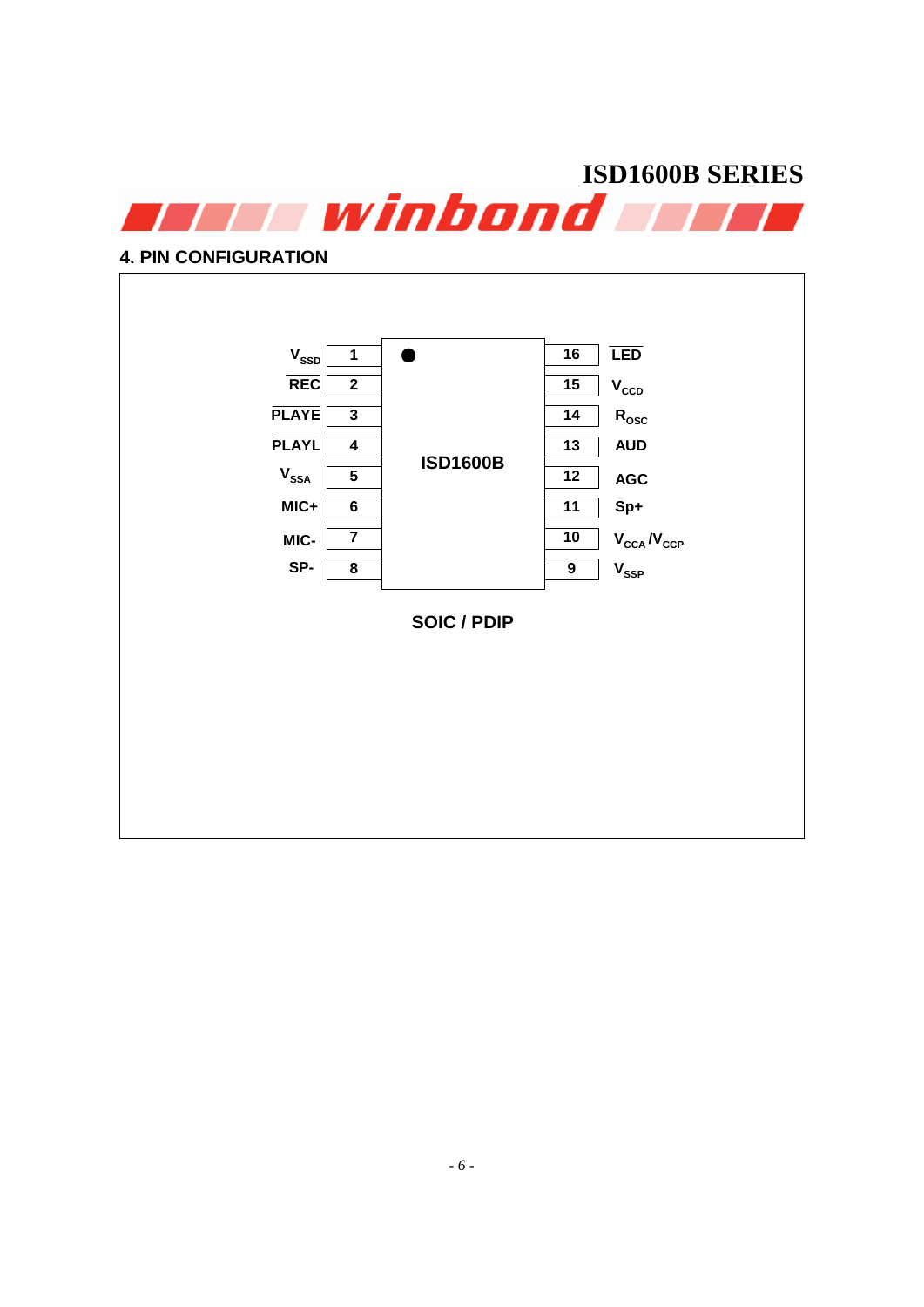## 4. PIN CONFIGURATION

| Pin Name | Pin | Pin | Pin Name |
| --- | --- | --- | --- |
| $V_{SSD}$ | 1 | 16 | $\overline{LED}$ |
| $\overline{REC}$ | 2 | 15 | $V_{CCD}$ |
| $\overline{PLAYE}$ | 3 | 14 | $R_{OSC}$ |
| $\overline{PLAYL}$ | 4 | 13 | AUD |
| $V_{SSA}$ | 5 | 12 | AGC |
| MIC+ | 6 | 11 | Sp+ |
| MIC- | 7 | 10 | $V_{CCA}$ /$V_{CCP}$ |
| SP- | 8 | 9 | $V_{SSP}$ |

ISD1600B

SOIC / PDIP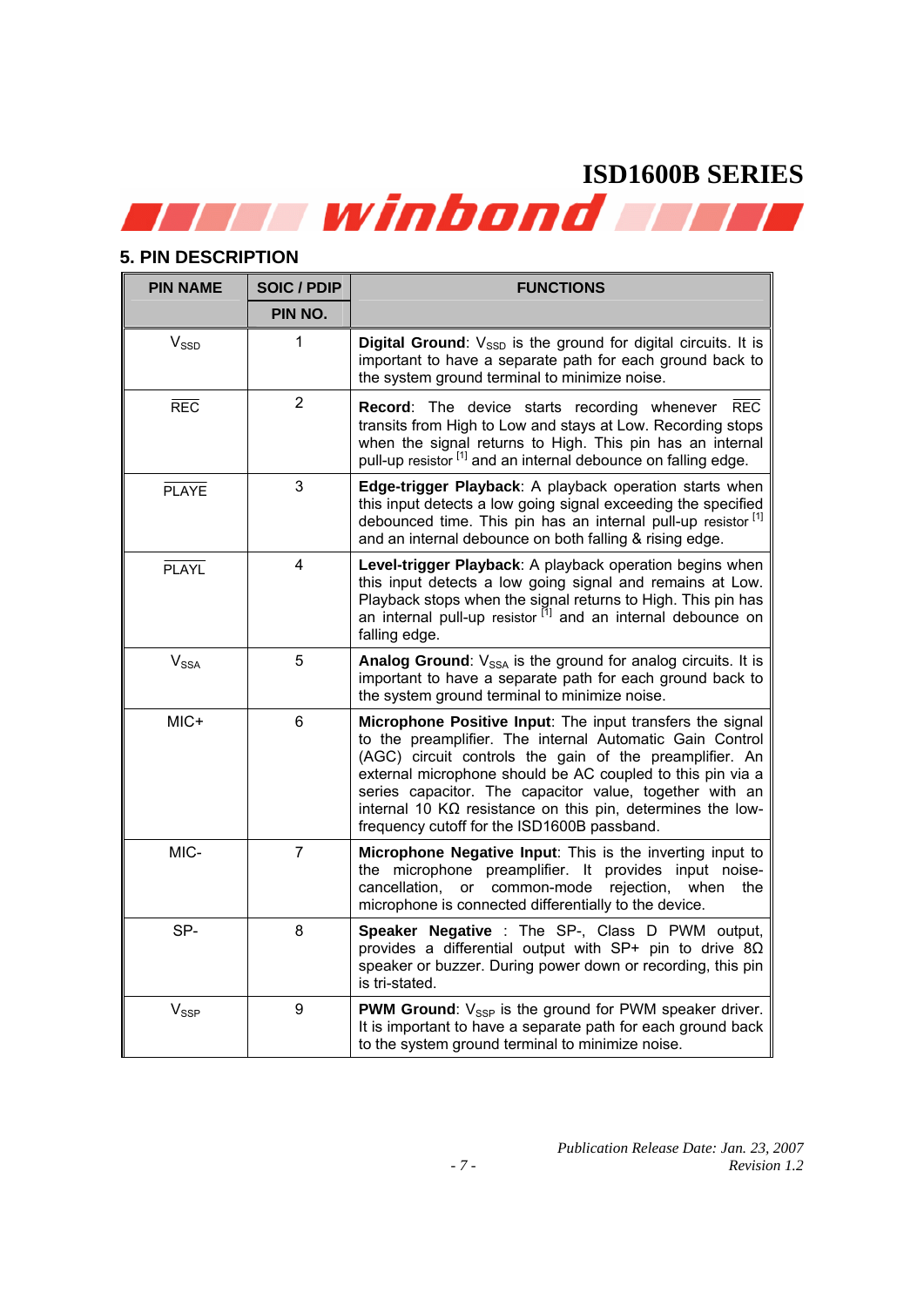## 5. PIN DESCRIPTION

| PIN NAME | SOIC / PDIP PIN NO. | FUNCTIONS |
|---|---|---|
| $V_{SSD}$ | 1 | **Digital Ground**: $V_{SSD}$ is the ground for digital circuits. It is important to have a separate path for each ground back to the system ground terminal to minimize noise. |
| $\overline{REC}$ | 2 | **Record**: The device starts recording whenever $\overline{REC}$ transits from High to Low and stays at Low. Recording stops when the signal returns to High. This pin has an internal pull-up resistor [1] and an internal debounce on falling edge. |
| $\overline{PLAYE}$ | 3 | **Edge-trigger Playback**: A playback operation starts when this input detects a low going signal exceeding the specified debounced time. This pin has an internal pull-up resistor [1] and an internal debounce on both falling & rising edge. |
| $\overline{PLAYL}$ | 4 | **Level-trigger Playback**: A playback operation begins when this input detects a low going signal and remains at Low. Playback stops when the signal returns to High. This pin has an internal pull-up resistor [1] and an internal debounce on falling edge. |
| $V_{SSA}$ | 5 | **Analog Ground**: $V_{SSA}$ is the ground for analog circuits. It is important to have a separate path for each ground back to the system ground terminal to minimize noise. |
| MIC+ | 6 | **Microphone Positive Input**: The input transfers the signal to the preamplifier. The internal Automatic Gain Control (AGC) circuit controls the gain of the preamplifier. An external microphone should be AC coupled to this pin via a series capacitor. The capacitor value, together with an internal 10 KΩ resistance on this pin, determines the low-frequency cutoff for the ISD1600B passband. |
| MIC- | 7 | **Microphone Negative Input**: This is the inverting input to the microphone preamplifier. It provides input noise-cancellation, or common-mode rejection, when the microphone is connected differentially to the device. |
| SP- | 8 | **Speaker Negative** : The SP-, Class D PWM output, provides a differential output with SP+ pin to drive 8Ω speaker or buzzer. During power down or recording, this pin is tri-stated. |
| $V_{SSP}$ | 9 | **PWM Ground**: $V_{SSP}$ is the ground for PWM speaker driver. It is important to have a separate path for each ground back to the system ground terminal to minimize noise. |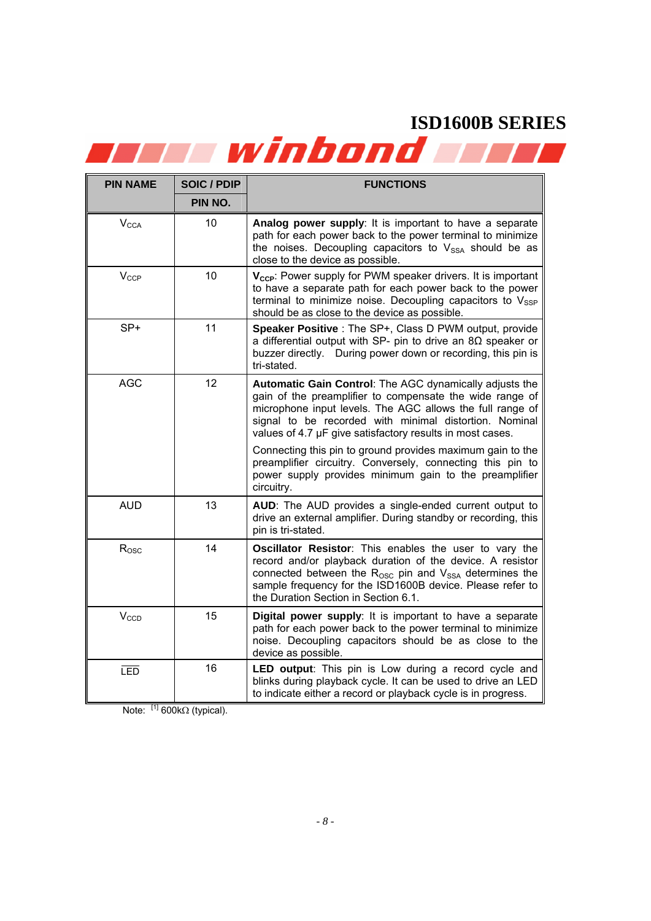| PIN NAME | SOIC / PDIP PIN NO. | FUNCTIONS |
|---|---|---|
| $V_{CCA}$ | 10 | **Analog power supply**: It is important to have a separate path for each power back to the power terminal to minimize the noises. Decoupling capacitors to $V_{SSA}$ should be as close to the device as possible. |
| $V_{CCP}$ | 10 | **$V_{CCP}$**: Power supply for PWM speaker drivers. It is important to have a separate path for each power back to the power terminal to minimize noise. Decoupling capacitors to $V_{SSP}$ should be as close to the device as possible. |
| SP+ | 11 | **Speaker Positive** : The SP+, Class D PWM output, provide a differential output with SP- pin to drive an 8Ω speaker or buzzer directly. During power down or recording, this pin is tri-stated. |
| AGC | 12 | **Automatic Gain Control**: The AGC dynamically adjusts the gain of the preamplifier to compensate the wide range of microphone input levels. The AGC allows the full range of signal to be recorded with minimal distortion. Nominal values of 4.7 μF give satisfactory results in most cases.<br><br>Connecting this pin to ground provides maximum gain to the preamplifier circuitry. Conversely, connecting this pin to power supply provides minimum gain to the preamplifier circuitry. |
| AUD | 13 | **AUD**: The AUD provides a single-ended current output to drive an external amplifier. During standby or recording, this pin is tri-stated. |
| $R_{OSC}$ | 14 | **Oscillator Resistor**: This enables the user to vary the record and/or playback duration of the device. A resistor connected between the $R_{OSC}$ pin and $V_{SSA}$ determines the sample frequency for the ISD1600B device. Please refer to the Duration Section in Section 6.1. |
| $V_{CCD}$ | 15 | **Digital power supply**: It is important to have a separate path for each power back to the power terminal to minimize noise. Decoupling capacitors should be as close to the device as possible. |
| $\overline{LED}$ | 16 | **LED output**: This pin is Low during a record cycle and blinks during playback cycle. It can be used to drive an LED to indicate either a record or playback cycle is in progress. |

Note: [1] 600kΩ (typical).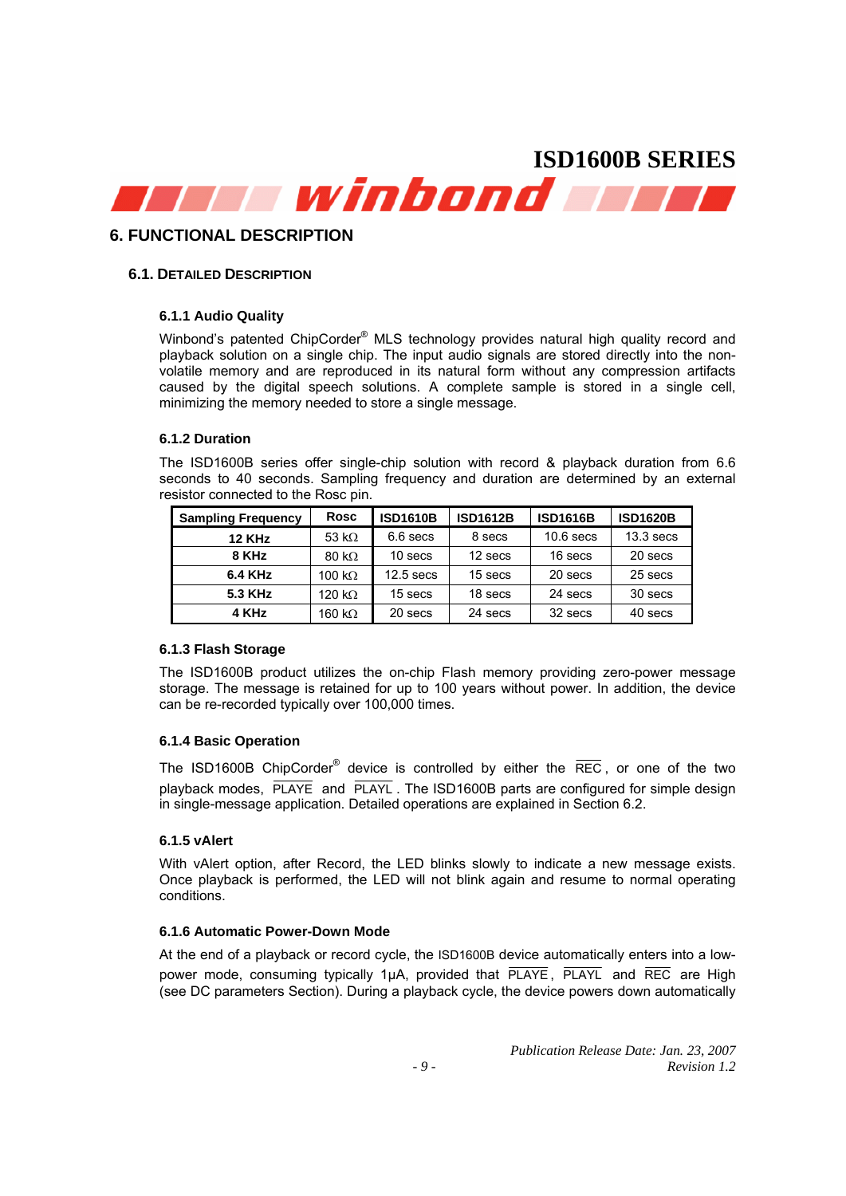# 6. FUNCTIONAL DESCRIPTION

## 6.1. DETAILED DESCRIPTION

### 6.1.1 Audio Quality

Winbond's patented ChipCorder® MLS technology provides natural high quality record and playback solution on a single chip. The input audio signals are stored directly into the non-volatile memory and are reproduced in its natural form without any compression artifacts caused by the digital speech solutions. A complete sample is stored in a single cell, minimizing the memory needed to store a single message.

### 6.1.2 Duration

The ISD1600B series offer single-chip solution with record & playback duration from 6.6 seconds to 40 seconds. Sampling frequency and duration are determined by an external resistor connected to the Rosc pin.

| Sampling Frequency | Rosc | ISD1610B | ISD1612B | ISD1616B | ISD1620B |
|---|---|---|---|---|---|
| 12 KHz | 53 kΩ | 6.6 secs | 8 secs | 10.6 secs | 13.3 secs |
| 8 KHz | 80 kΩ | 10 secs | 12 secs | 16 secs | 20 secs |
| 6.4 KHz | 100 kΩ | 12.5 secs | 15 secs | 20 secs | 25 secs |
| 5.3 KHz | 120 kΩ | 15 secs | 18 secs | 24 secs | 30 secs |
| 4 KHz | 160 kΩ | 20 secs | 24 secs | 32 secs | 40 secs |

### 6.1.3 Flash Storage

The ISD1600B product utilizes the on-chip Flash memory providing zero-power message storage. The message is retained for up to 100 years without power. In addition, the device can be re-recorded typically over 100,000 times.

### 6.1.4 Basic Operation

The ISD1600B ChipCorder® device is controlled by either the $\overline{\text{REC}}$, or one of the two playback modes, $\overline{\text{PLAYE}}$ and $\overline{\text{PLAYL}}$. The ISD1600B parts are configured for simple design in single-message application. Detailed operations are explained in Section 6.2.

### 6.1.5 vAlert

With vAlert option, after Record, the LED blinks slowly to indicate a new message exists. Once playback is performed, the LED will not blink again and resume to normal operating conditions.

### 6.1.6 Automatic Power-Down Mode

At the end of a playback or record cycle, the ISD1600B device automatically enters into a low-power mode, consuming typically 1µA, provided that $\overline{\text{PLAYE}}$, $\overline{\text{PLAYL}}$ and $\overline{\text{REC}}$ are High (see DC parameters Section). During a playback cycle, the device powers down automatically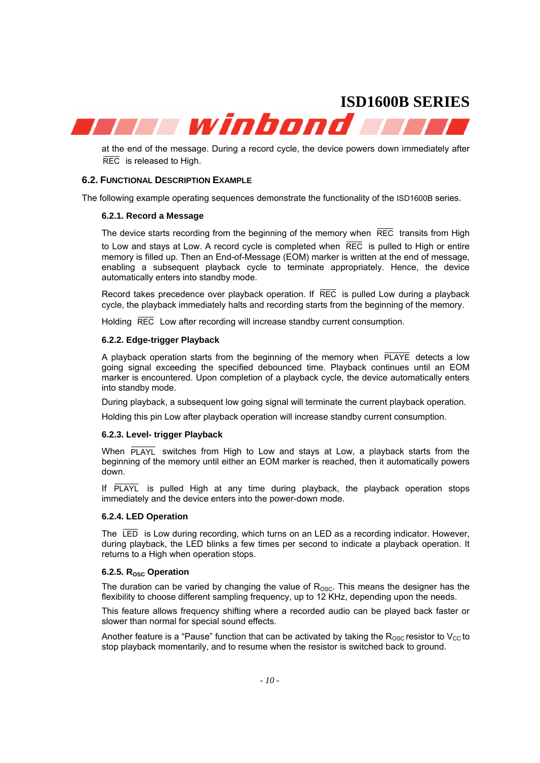at the end of the message. During a record cycle, the device powers down immediately after $\overline{\text{REC}}$ is released to High.

## 6.2. FUNCTIONAL DESCRIPTION EXAMPLE

The following example operating sequences demonstrate the functionality of the ISD1600B series.

### 6.2.1. Record a Message

The device starts recording from the beginning of the memory when $\overline{\text{REC}}$ transits from High to Low and stays at Low. A record cycle is completed when $\overline{\text{REC}}$ is pulled to High or entire memory is filled up. Then an End-of-Message (EOM) marker is written at the end of message, enabling a subsequent playback cycle to terminate appropriately. Hence, the device automatically enters into standby mode.

Record takes precedence over playback operation. If $\overline{\text{REC}}$ is pulled Low during a playback cycle, the playback immediately halts and recording starts from the beginning of the memory.

Holding $\overline{\text{REC}}$ Low after recording will increase standby current consumption.

### 6.2.2. Edge-trigger Playback

A playback operation starts from the beginning of the memory when $\overline{\text{PLAYE}}$ detects a low going signal exceeding the specified debounced time. Playback continues until an EOM marker is encountered. Upon completion of a playback cycle, the device automatically enters into standby mode.

During playback, a subsequent low going signal will terminate the current playback operation.

Holding this pin Low after playback operation will increase standby current consumption.

### 6.2.3. Level- trigger Playback

When $\overline{\text{PLAYL}}$ switches from High to Low and stays at Low, a playback starts from the beginning of the memory until either an EOM marker is reached, then it automatically powers down.

If $\overline{\text{PLAYL}}$ is pulled High at any time during playback, the playback operation stops immediately and the device enters into the power-down mode.

### 6.2.4. LED Operation

The $\overline{\text{LED}}$ is Low during recording, which turns on an LED as a recording indicator. However, during playback, the LED blinks a few times per second to indicate a playback operation. It returns to a High when operation stops.

### 6.2.5. $R_{OSC}$ Operation

The duration can be varied by changing the value of $R_{OSC}$. This means the designer has the flexibility to choose different sampling frequency, up to 12 KHz, depending upon the needs.

This feature allows frequency shifting where a recorded audio can be played back faster or slower than normal for special sound effects.

Another feature is a "Pause" function that can be activated by taking the $R_{OSC}$ resistor to $V_{CC}$ to stop playback momentarily, and to resume when the resistor is switched back to ground.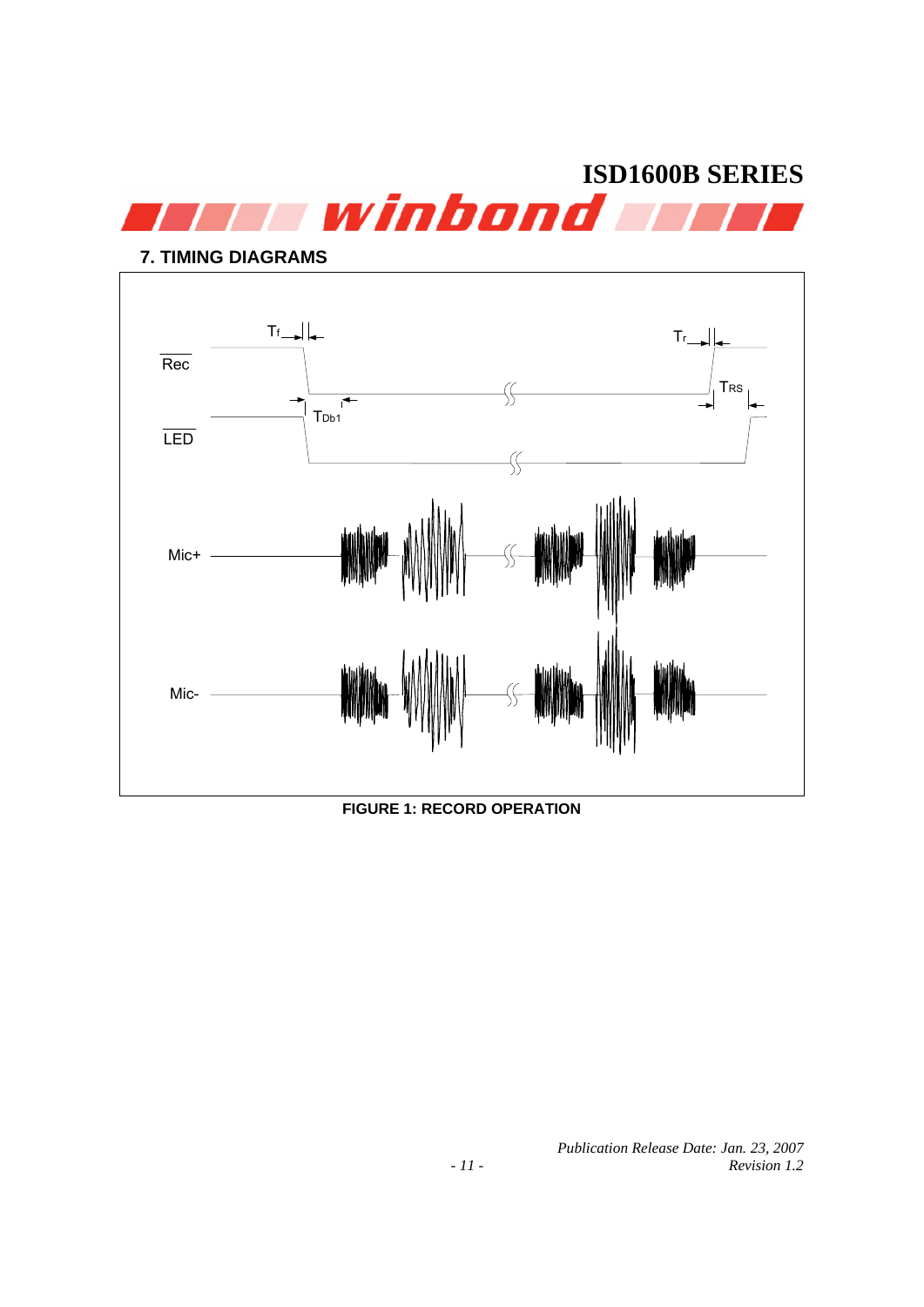## 7. TIMING DIAGRAMS

**FIGURE 1: RECORD OPERATION**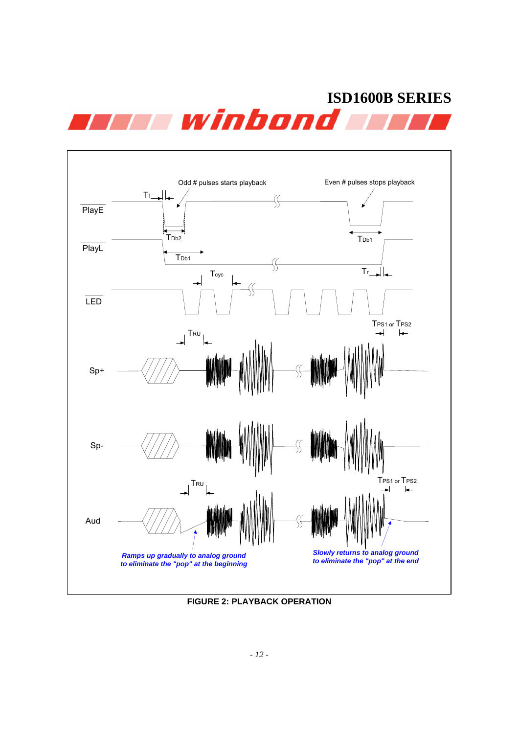Odd # pulses starts playback

Even # pulses stops playback

$T_f$

$\overline{\text{PlayE}}$

$T_{Db2}$

$T_{Db1}$

$\overline{\text{PlayL}}$

$T_{Db1}$

$T_{cyc}$

$T_r$

$\overline{\text{LED}}$

$T_{PS1}$ or $T_{PS2}$

$T_{RU}$

Sp+

Sp-

$T_{RU}$

$T_{PS1}$ or $T_{PS2}$

Aud

*Ramps up gradually to analog ground to eliminate the "pop" at the beginning*

*Slowly returns to analog ground to eliminate the "pop" at the end*

**FIGURE 2: PLAYBACK OPERATION**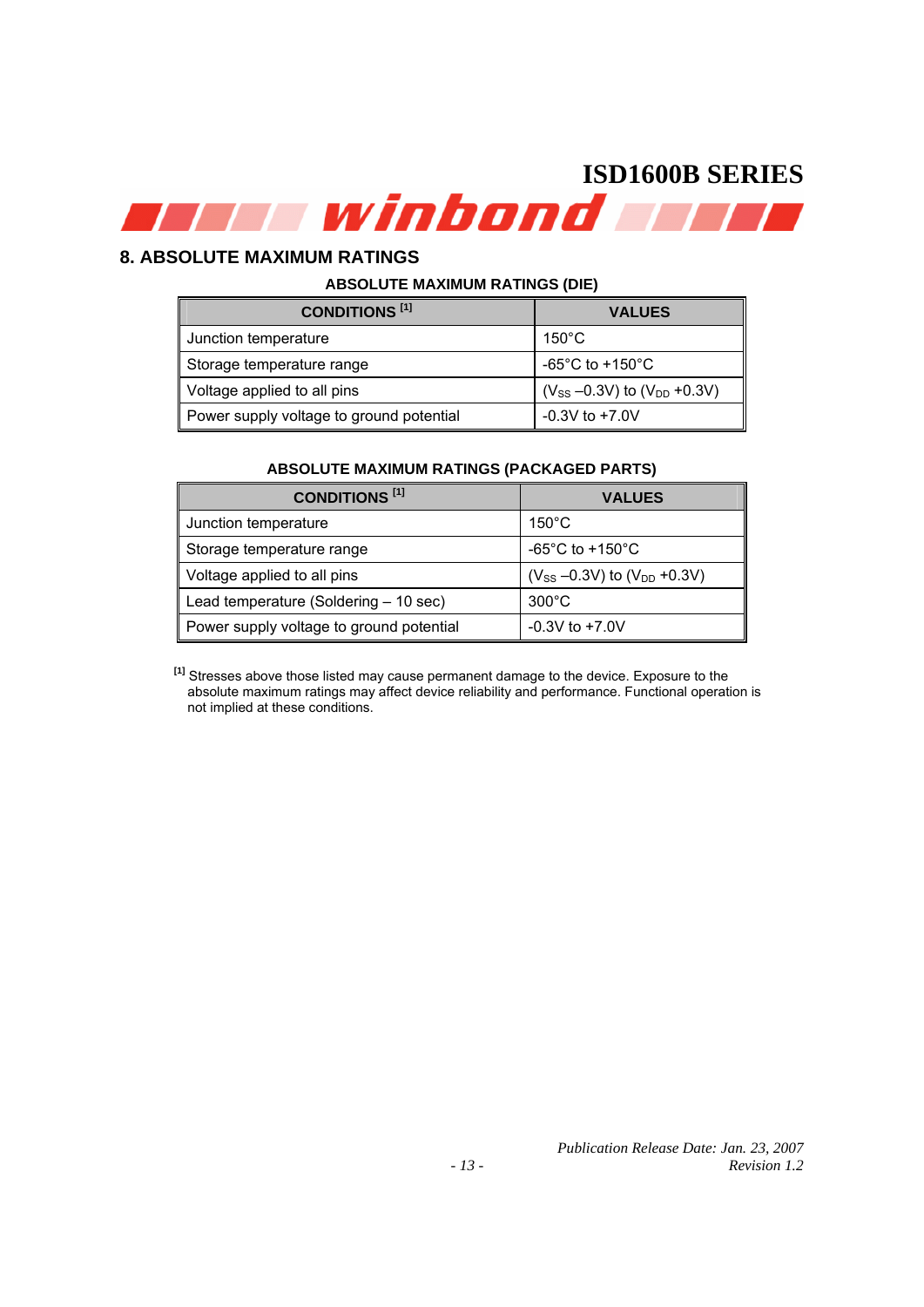## 8. ABSOLUTE MAXIMUM RATINGS

**ABSOLUTE MAXIMUM RATINGS (DIE)**

| CONDITIONS [1] | VALUES |
|---|---|
| Junction temperature | 150°C |
| Storage temperature range | -65°C to +150°C |
| Voltage applied to all pins | ($V_{SS}$ –0.3V) to ($V_{DD}$ +0.3V) |
| Power supply voltage to ground potential | -0.3V to +7.0V |

**ABSOLUTE MAXIMUM RATINGS (PACKAGED PARTS)**

| CONDITIONS [1] | VALUES |
|---|---|
| Junction temperature | 150°C |
| Storage temperature range | -65°C to +150°C |
| Voltage applied to all pins | ($V_{SS}$ –0.3V) to ($V_{DD}$ +0.3V) |
| Lead temperature (Soldering – 10 sec) | 300°C |
| Power supply voltage to ground potential | -0.3V to +7.0V |

[1] Stresses above those listed may cause permanent damage to the device. Exposure to the absolute maximum ratings may affect device reliability and performance. Functional operation is not implied at these conditions.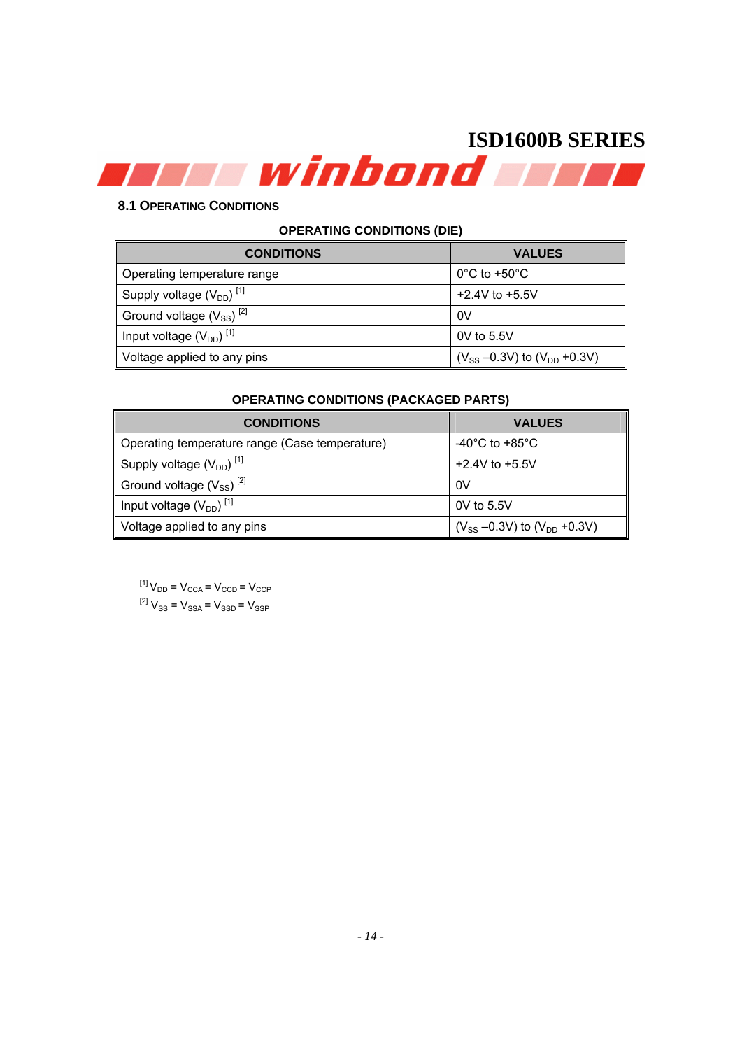### 8.1 Operating Conditions

**OPERATING CONDITIONS (DIE)**

| CONDITIONS | VALUES |
|---|---|
| Operating temperature range | 0°C to +50°C |
| Supply voltage ($V_{DD}$) [1] | +2.4V to +5.5V |
| Ground voltage ($V_{SS}$) [2] | 0V |
| Input voltage ($V_{DD}$) [1] | 0V to 5.5V |
| Voltage applied to any pins | ($V_{SS}$ –0.3V) to ($V_{DD}$ +0.3V) |

**OPERATING CONDITIONS (PACKAGED PARTS)**

| CONDITIONS | VALUES |
|---|---|
| Operating temperature range (Case temperature) | -40°C to +85°C |
| Supply voltage ($V_{DD}$) [1] | +2.4V to +5.5V |
| Ground voltage ($V_{SS}$) [2] | 0V |
| Input voltage ($V_{DD}$) [1] | 0V to 5.5V |
| Voltage applied to any pins | ($V_{SS}$ –0.3V) to ($V_{DD}$ +0.3V) |

[1] $V_{DD} = V_{CCA} = V_{CCD} = V_{CCP}$

[2] $V_{SS} = V_{SSA} = V_{SSD} = V_{SSP}$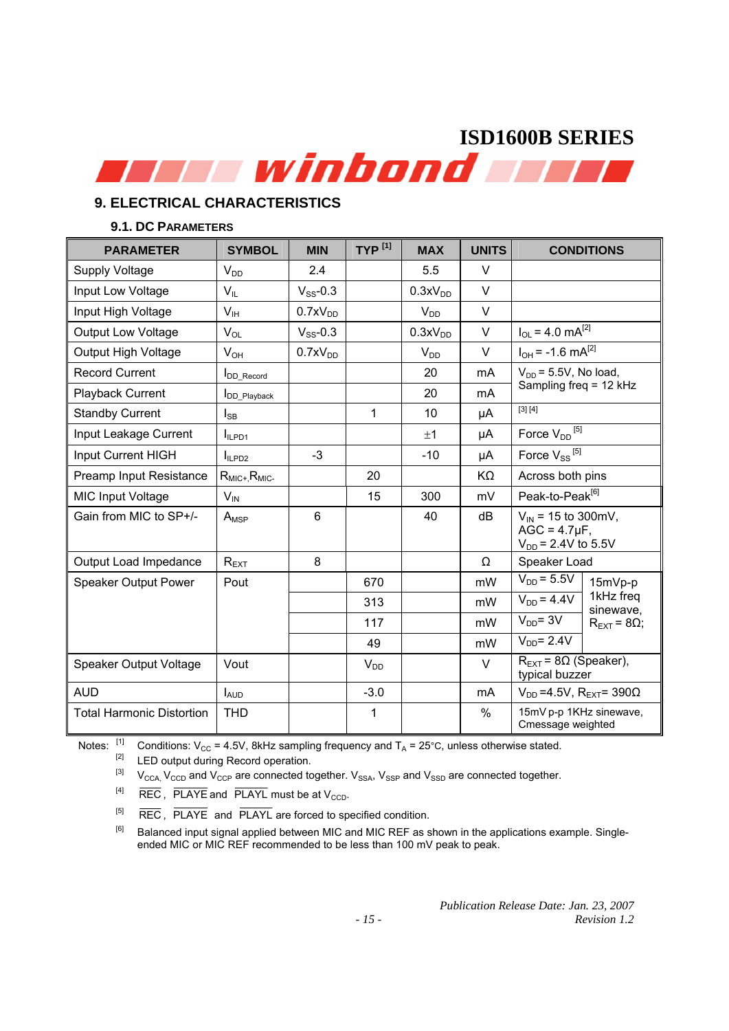## 9. ELECTRICAL CHARACTERISTICS

### 9.1. DC PARAMETERS

| PARAMETER | SYMBOL | MIN | TYP [1] | MAX | UNITS | CONDITIONS | |
|---|---|---|---|---|---|---|---|
| Supply Voltage | $V_{DD}$ | 2.4 | | 5.5 | V | | |
| Input Low Voltage | $V_{IL}$ | $V_{SS}$-0.3 | | 0.3x$V_{DD}$ | V | | |
| Input High Voltage | $V_{IH}$ | 0.7x$V_{DD}$ | | $V_{DD}$ | V | | |
| Output Low Voltage | $V_{OL}$ | $V_{SS}$-0.3 | | 0.3x$V_{DD}$ | V | $I_{OL}$ = 4.0 mA[2] | |
| Output High Voltage | $V_{OH}$ | 0.7x$V_{DD}$ | | $V_{DD}$ | V | $I_{OH}$ = -1.6 mA[2] | |
| Record Current | $I_{DD\_Record}$ | | | 20 | mA | $V_{DD}$ = 5.5V, No load, Sampling freq = 12 kHz | |
| Playback Current | $I_{DD\_Playback}$ | | | 20 | mA | | |
| Standby Current | $I_{SB}$ | | 1 | 10 | µA | [3] [4] | |
| Input Leakage Current | $I_{ILPD1}$ | | | ±1 | µA | Force $V_{DD}$ [5] | |
| Input Current HIGH | $I_{ILPD2}$ | -3 | | -10 | µA | Force $V_{SS}$ [5] | |
| Preamp Input Resistance | $R_{MIC+}$,$R_{MIC-}$ | | 20 | | KΩ | Across both pins | |
| MIC Input Voltage | $V_{IN}$ | | 15 | 300 | mV | Peak-to-Peak[6] | |
| Gain from MIC to SP+/- | $A_{MSP}$ | 6 | | 40 | dB | $V_{IN}$ = 15 to 300mV, AGC = 4.7µF, $V_{DD}$ = 2.4V to 5.5V | |
| Output Load Impedance | $R_{EXT}$ | 8 | | | Ω | Speaker Load | |
| Speaker Output Power | Pout | | 670 | | mW | $V_{DD}$ = 5.5V | 15mVp-p 1kHz freq sinewave, $R_{EXT}$ = 8Ω; |
| | | | 313 | | mW | $V_{DD}$ = 4.4V | |
| | | | 117 | | mW | $V_{DD}$= 3V | |
| | | | 49 | | mW | $V_{DD}$= 2.4V | |
| Speaker Output Voltage | Vout | | $V_{DD}$ | | V | $R_{EXT}$ = 8Ω (Speaker), typical buzzer | |
| AUD | $I_{AUD}$ | | -3.0 | | mA | $V_{DD}$ =4.5V, $R_{EXT}$= 390Ω | |
| Total Harmonic Distortion | THD | | 1 | | % | 15mV p-p 1KHz sinewave, Cmessage weighted | |

Notes:
[1] Conditions: $V_{CC}$ = 4.5V, 8kHz sampling frequency and $T_A$ = 25°C, unless otherwise stated.
[2] LED output during Record operation.
[3] $V_{CCA}$, $V_{CCD}$ and $V_{CCP}$ are connected together. $V_{SSA}$, $V_{SSP}$ and $V_{SSD}$ are connected together.
[4] $\overline{REC}$, $\overline{PLAYE}$ and $\overline{PLAYL}$ must be at $V_{CCD}$.
[5] $\overline{REC}$, $\overline{PLAYE}$ and $\overline{PLAYL}$ are forced to specified condition.
[6] Balanced input signal applied between MIC and MIC REF as shown in the applications example. Single-ended MIC or MIC REF recommended to be less than 100 mV peak to peak.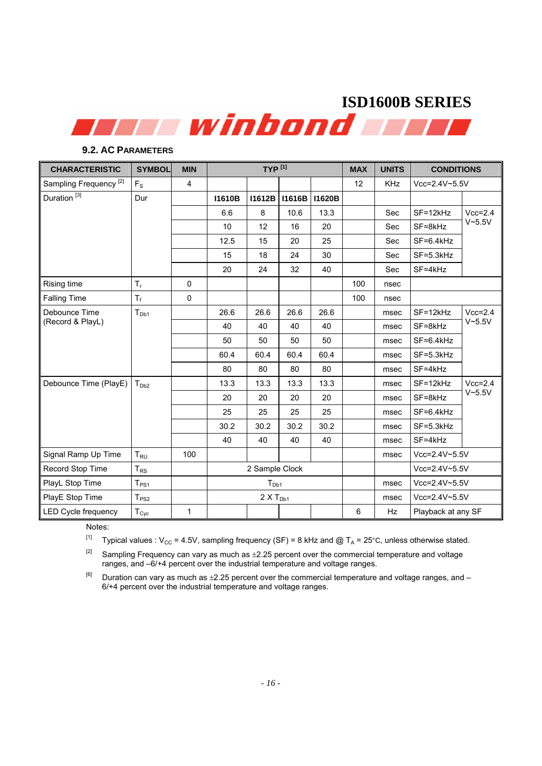## 9.2. AC PARAMETERS

| CHARACTERISTIC | SYMBOL | MIN | TYP [1] | | | | MAX | UNITS | CONDITIONS | |
|---|---|---|---|---|---|---|---|---|---|---|
| Sampling Frequency [2] | $F_S$ | 4 | | | | | 12 | KHz | Vcc=2.4V~5.5V | |
| Duration [3] | Dur | | **I1610B** | **I1612B** | **I1616B** | **I1620B** | | | | |
| | | | 6.6 | 8 | 10.6 | 13.3 | | Sec | SF=12kHz | Vcc=2.4 V~5.5V |
| | | | 10 | 12 | 16 | 20 | | Sec | SF=8kHz | |
| | | | 12.5 | 15 | 20 | 25 | | Sec | SF=6.4kHz | |
| | | | 15 | 18 | 24 | 30 | | Sec | SF=5.3kHz | |
| | | | 20 | 24 | 32 | 40 | | Sec | SF=4kHz | |
| Rising time | $T_r$ | 0 | | | | | 100 | nsec | | |
| Falling Time | $T_f$ | 0 | | | | | 100 | nsec | | |
| Debounce Time (Record & PlayL) | $T_{Db1}$ | | 26.6 | 26.6 | 26.6 | 26.6 | | msec | SF=12kHz | Vcc=2.4 V~5.5V |
| | | | 40 | 40 | 40 | 40 | | msec | SF=8kHz | |
| | | | 50 | 50 | 50 | 50 | | msec | SF=6.4kHz | |
| | | | 60.4 | 60.4 | 60.4 | 60.4 | | msec | SF=5.3kHz | |
| | | | 80 | 80 | 80 | 80 | | msec | SF=4kHz | |
| Debounce Time (PlayE) | $T_{Db2}$ | | 13.3 | 13.3 | 13.3 | 13.3 | | msec | SF=12kHz | Vcc=2.4 V~5.5V |
| | | | 20 | 20 | 20 | 20 | | msec | SF=8kHz | |
| | | | 25 | 25 | 25 | 25 | | msec | SF=6.4kHz | |
| | | | 30.2 | 30.2 | 30.2 | 30.2 | | msec | SF=5.3kHz | |
| | | | 40 | 40 | 40 | 40 | | msec | SF=4kHz | |
| Signal Ramp Up Time | $T_{RU}$ | 100 | | | | | | msec | Vcc=2.4V~5.5V | |
| Record Stop Time | $T_{RS}$ | | 2 Sample Clock | | | | | | Vcc=2.4V~5.5V | |
| PlayL Stop Time | $T_{PS1}$ | | $T_{Db1}$ | | | | | msec | Vcc=2.4V~5.5V | |
| PlayE Stop Time | $T_{PS2}$ | | 2 X $T_{Db1}$ | | | | | msec | Vcc=2.4V~5.5V | |
| LED Cycle frequency | $T_{Cyc}$ | 1 | | | | | 6 | Hz | Playback at any SF | |

Notes:

[1] Typical values : $V_{CC}$ = 4.5V, sampling frequency (SF) = 8 kHz and @ $T_A$ = 25°C, unless otherwise stated.

[2] Sampling Frequency can vary as much as ±2.25 percent over the commercial temperature and voltage ranges, and –6/+4 percent over the industrial temperature and voltage ranges.

[6] Duration can vary as much as ±2.25 percent over the commercial temperature and voltage ranges, and –6/+4 percent over the industrial temperature and voltage ranges.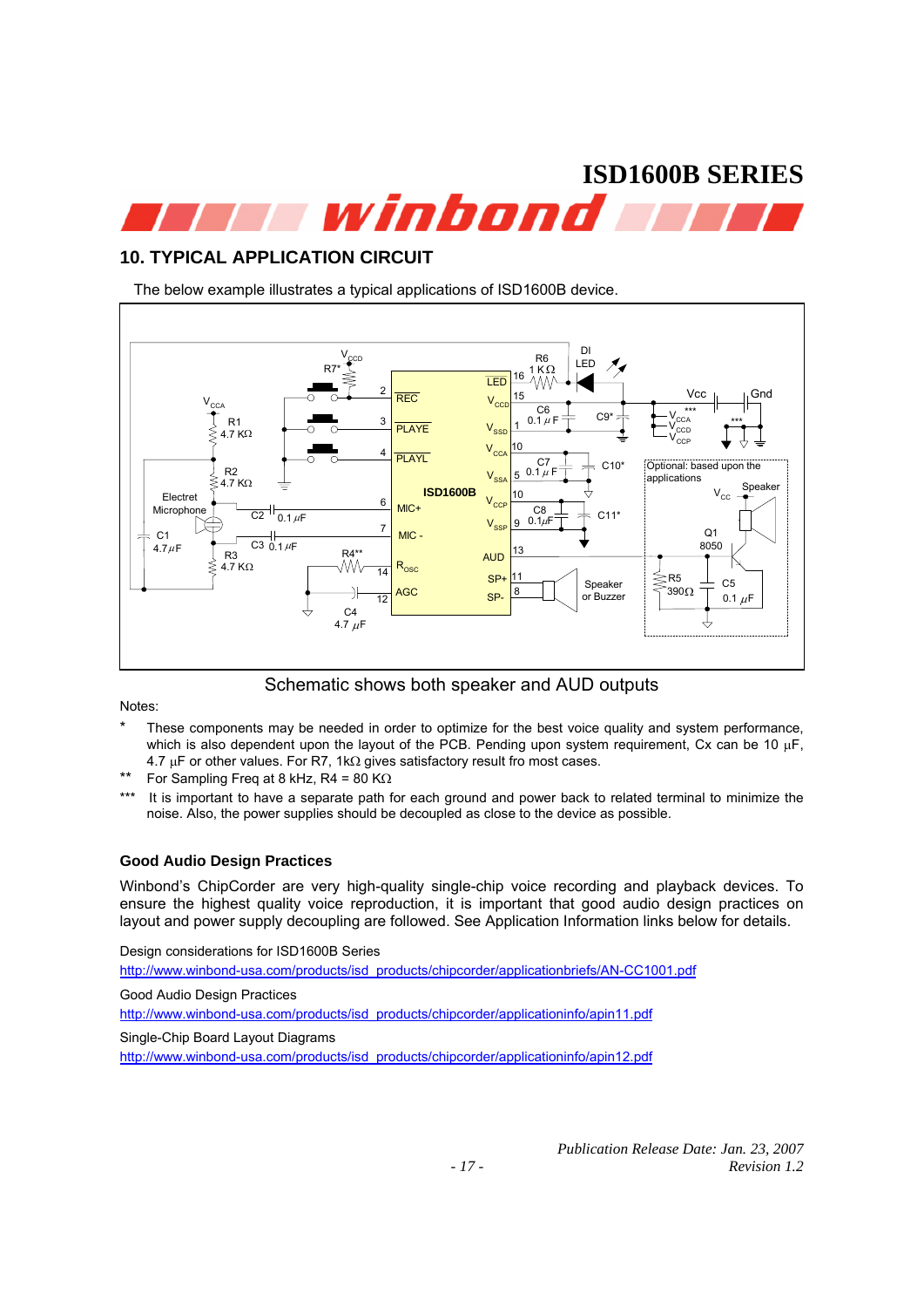## 10. TYPICAL APPLICATION CIRCUIT

The below example illustrates a typical applications of ISD1600B device.

Schematic shows both speaker and AUD outputs

Notes:

- \* These components may be needed in order to optimize for the best voice quality and system performance, which is also dependent upon the layout of the PCB. Pending upon system requirement, Cx can be 10 µF, 4.7 µF or other values. For R7, 1kΩ gives satisfactory result fro most cases.
- \*\* For Sampling Freq at 8 kHz, R4 = 80 KΩ
- \*\*\* It is important to have a separate path for each ground and power back to related terminal to minimize the noise. Also, the power supplies should be decoupled as close to the device as possible.

### Good Audio Design Practices

Winbond's ChipCorder are very high-quality single-chip voice recording and playback devices. To ensure the highest quality voice reproduction, it is important that good audio design practices on layout and power supply decoupling are followed. See Application Information links below for details.

Design considerations for ISD1600B Series

http://www.winbond-usa.com/products/isd_products/chipcorder/applicationbriefs/AN-CC1001.pdf

Good Audio Design Practices

http://www.winbond-usa.com/products/isd_products/chipcorder/applicationinfo/apin11.pdf

Single-Chip Board Layout Diagrams

http://www.winbond-usa.com/products/isd_products/chipcorder/applicationinfo/apin12.pdf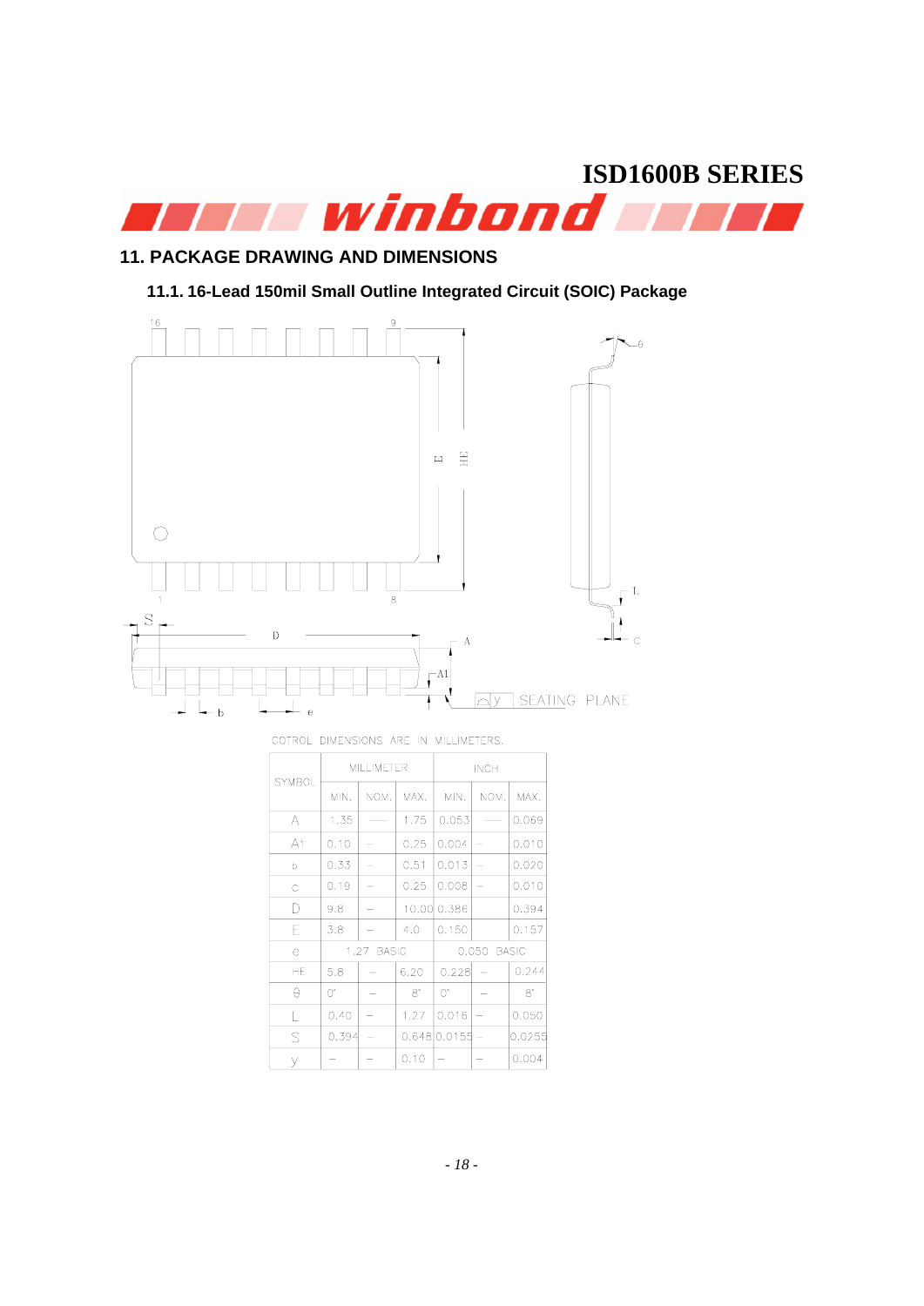## 11. PACKAGE DRAWING AND DIMENSIONS

### 11.1. 16-Lead 150mil Small Outline Integrated Circuit (SOIC) Package

COTROL DIMENSIONS ARE IN MILLIMETERS.

| SYMBOL | MILLIMETER | | | INCH | | |
|---|---|---|---|---|---|---|
| | MIN. | NOM. | MAX. | MIN. | NOM. | MAX. |
| A | 1.35 | — | 1.75 | 0.053 | — | 0.069 |
| A1 | 0.10 | — | 0.25 | 0.004 | — | 0.010 |
| b | 0.33 | — | 0.51 | 0.013 | — | 0.020 |
| c | 0.19 | — | 0.25 | 0.008 | — | 0.010 |
| D | 9.8 | — | 10.00 | 0.386 | | 0.394 |
| E | 3.8 | — | 4.0 | 0.150 | | 0.157 |
| e | 1.27 BASIC | | | 0.050 BASIC | | |
| HE | 5.8 | — | 6.20 | 0.228 | — | 0.244 |
| θ | 0° | — | 8° | 0° | — | 8° |
| L | 0.40 | — | 1.27 | 0.016 | — | 0.050 |
| S | 0.394 | — | 0.648 | 0.0155 | — | 0.0255 |
| y | — | — | 0.10 | — | — | 0.004 |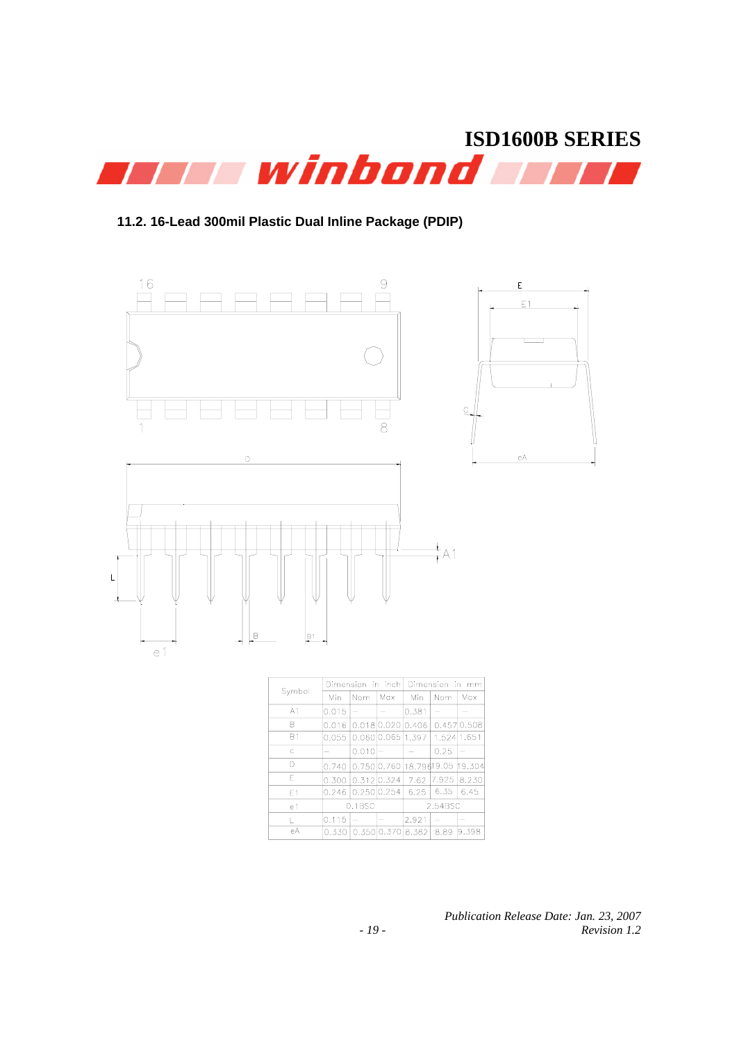## 11.2. 16-Lead 300mil Plastic Dual Inline Package (PDIP)

| Symbol | Dimension in inch | | | Dimension in mm | | |
|---|---|---|---|---|---|---|
| | Min | Nom | Max | Min | Nom | Max |
| A1 | 0.015 | — | — | 0.381 | — | — |
| B | 0.016 | 0.018 | 0.020 | 0.406 | 0.457 | 0.508 |
| B1 | 0.055 | 0.060 | 0.065 | 1.397 | 1.524 | 1.651 |
| c | — | 0.010 | — | — | 0.25 | — |
| D | 0.740 | 0.750 | 0.760 | 18.796 | 19.05 | 19.304 |
| E | 0.300 | 0.312 | 0.324 | 7.62 | 7.925 | 8.230 |
| E1 | 0.246 | 0.250 | 0.254 | 6.25 | 6.35 | 6.45 |
| e1 | 0.1BSC | | | 2.54BSC | | |
| L | 0.115 | — | — | 2.921 | — | — |
| eA | 0.330 | 0.350 | 0.370 | 8.382 | 8.89 | 9.398 |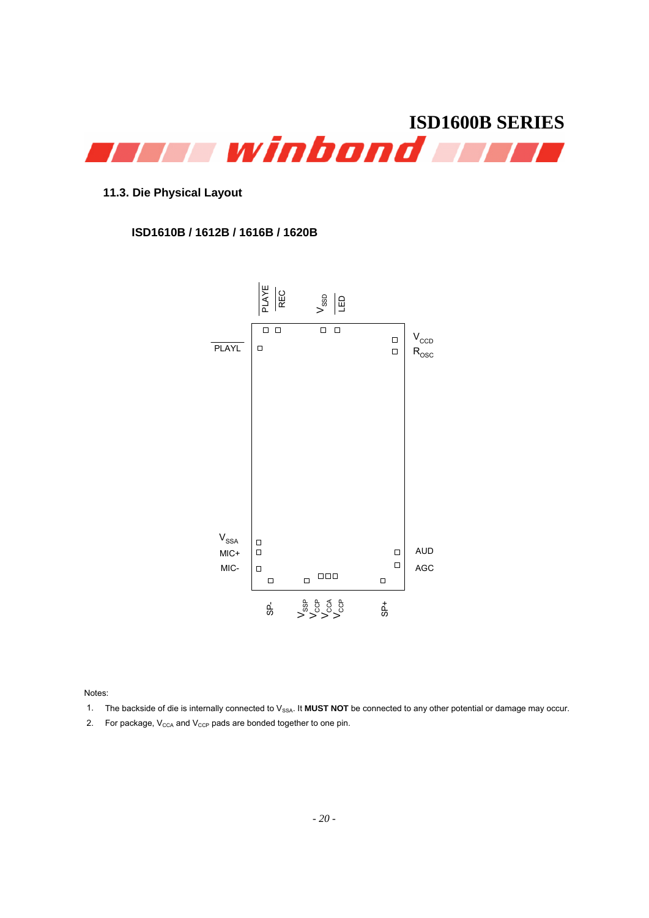## 11.3. Die Physical Layout

### ISD1610B / 1612B / 1616B / 1620B

| Top side pads (left to right) | |
|---|---|
| $\overline{PLAYE}$ | $\overline{REC}$ |
| $V_{SSD}$ | $\overline{LED}$ |

Left side pads (top to bottom): $\overline{PLAYL}$, $V_{SSA}$, MIC+, MIC-

Right side pads (top to bottom): $V_{CCD}$, $R_{OSC}$, AUD, AGC

Bottom side pads (left to right): SP-, $V_{SSP}$, $V_{CCP}$, $V_{CCA}$, $V_{CCP}$, SP+

Notes:

1. The backside of die is internally connected to $V_{SSA}$. It **MUST NOT** be connected to any other potential or damage may occur.
2. For package, $V_{CCA}$ and $V_{CCP}$ pads are bonded together to one pin.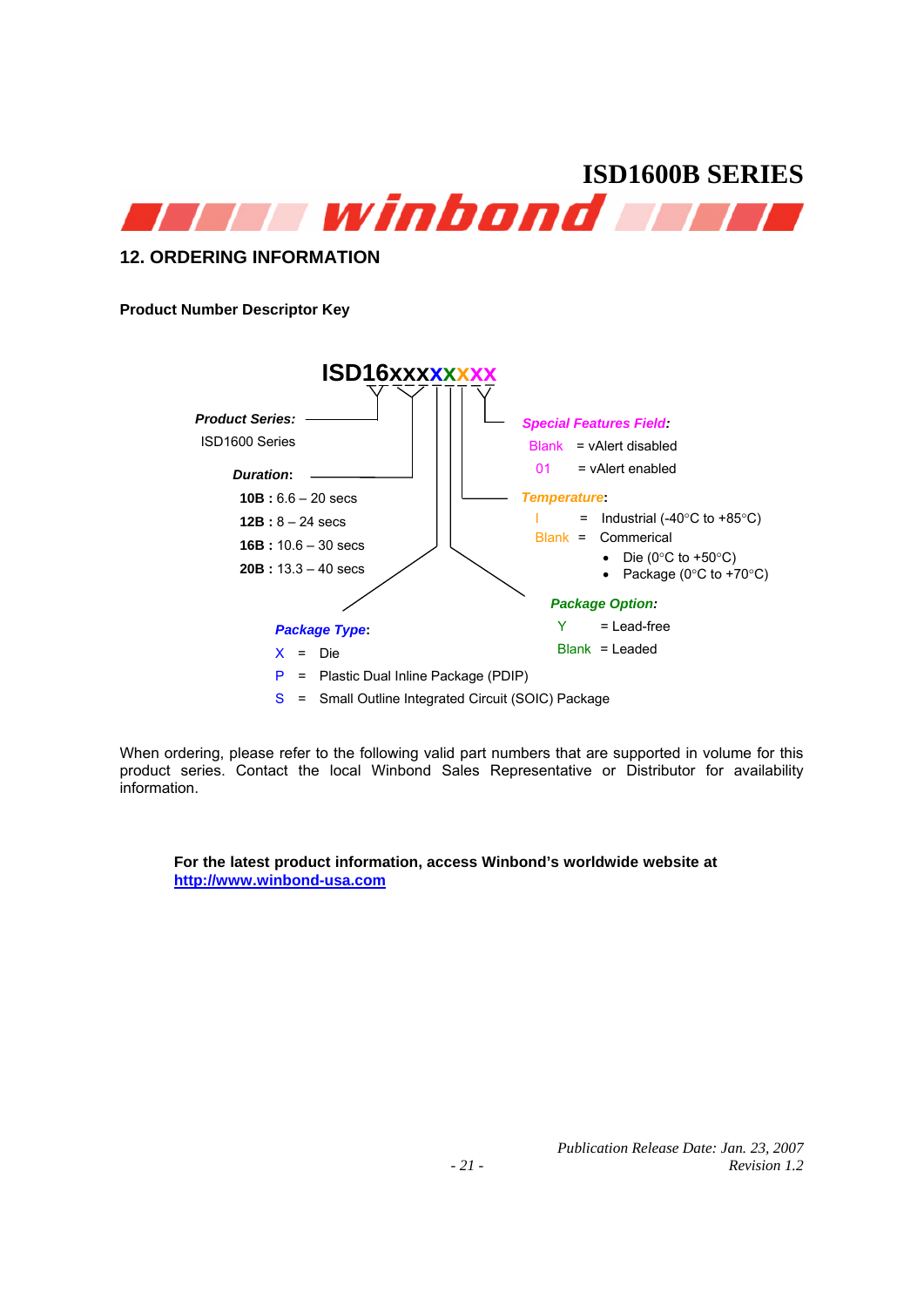## 12. ORDERING INFORMATION

**Product Number Descriptor Key**

**ISD16xxxxxxxx**

***Product Series:***

ISD1600 Series

***Duration*:**

**10B :** 6.6 – 20 secs

**12B :** 8 – 24 secs

**16B :** 10.6 – 30 secs

**20B :** 13.3 – 40 secs

***Package Type*:**

X = Die

P = Plastic Dual Inline Package (PDIP)

S = Small Outline Integrated Circuit (SOIC) Package

***Special Features Field*:**

Blank = vAlert disabled

01 = vAlert enabled

***Temperature*:**

I = Industrial (-40°C to +85°C)

Blank = Commerical

- Die (0°C to +50°C)
- Package (0°C to +70°C)

***Package Option*:**

Y = Lead-free

Blank = Leaded

When ordering, please refer to the following valid part numbers that are supported in volume for this product series. Contact the local Winbond Sales Representative or Distributor for availability information.

**For the latest product information, access Winbond's worldwide website at http://www.winbond-usa.com**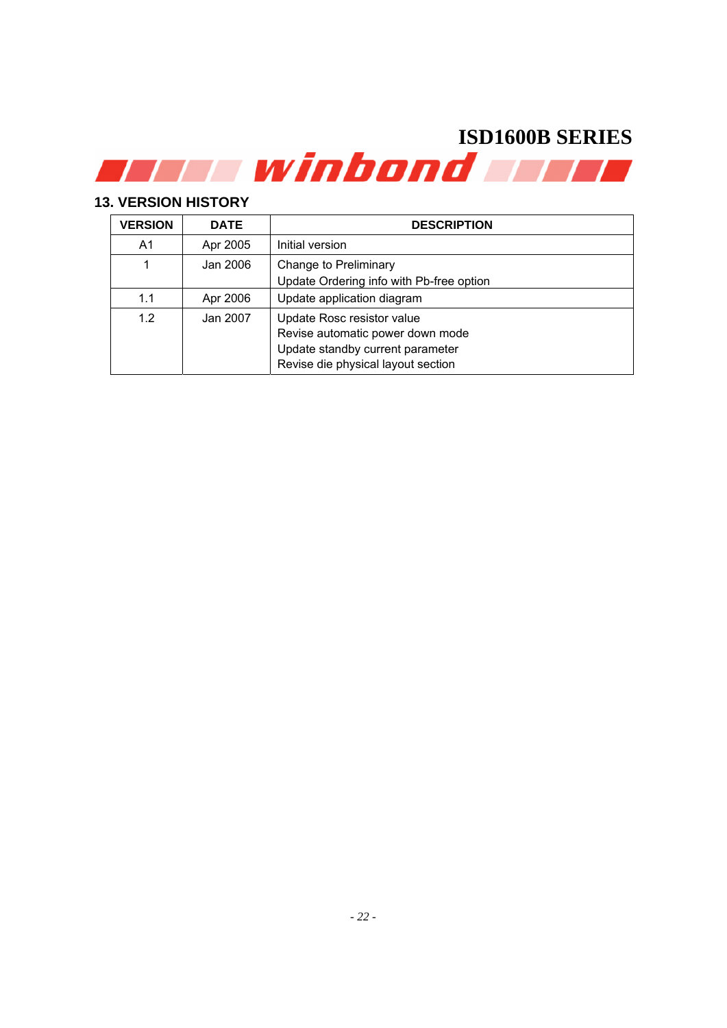## 13. VERSION HISTORY

| VERSION | DATE | DESCRIPTION |
|---|---|---|
| A1 | Apr 2005 | Initial version |
| 1 | Jan 2006 | Change to Preliminary<br>Update Ordering info with Pb-free option |
| 1.1 | Apr 2006 | Update application diagram |
| 1.2 | Jan 2007 | Update Rosc resistor value<br>Revise automatic power down mode<br>Update standby current parameter<br>Revise die physical layout section |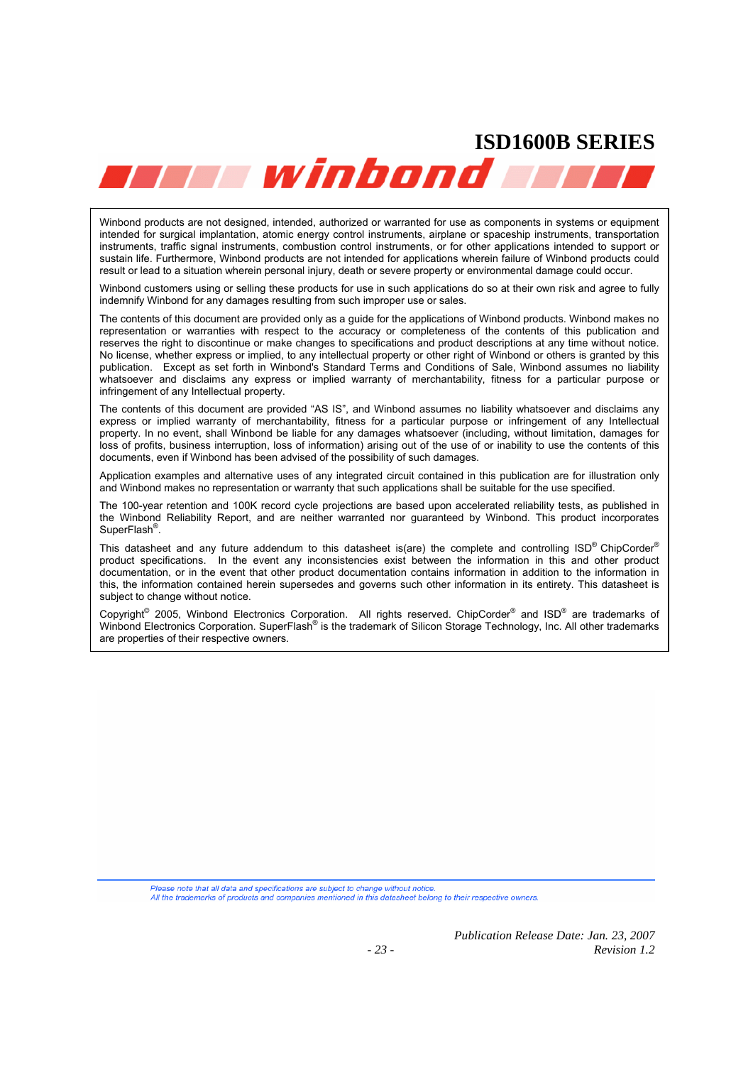Winbond products are not designed, intended, authorized or warranted for use as components in systems or equipment intended for surgical implantation, atomic energy control instruments, airplane or spaceship instruments, transportation instruments, traffic signal instruments, combustion control instruments, or for other applications intended to support or sustain life. Furthermore, Winbond products are not intended for applications wherein failure of Winbond products could result or lead to a situation wherein personal injury, death or severe property or environmental damage could occur.

Winbond customers using or selling these products for use in such applications do so at their own risk and agree to fully indemnify Winbond for any damages resulting from such improper use or sales.

The contents of this document are provided only as a guide for the applications of Winbond products. Winbond makes no representation or warranties with respect to the accuracy or completeness of the contents of this publication and reserves the right to discontinue or make changes to specifications and product descriptions at any time without notice. No license, whether express or implied, to any intellectual property or other right of Winbond or others is granted by this publication. Except as set forth in Winbond's Standard Terms and Conditions of Sale, Winbond assumes no liability whatsoever and disclaims any express or implied warranty of merchantability, fitness for a particular purpose or infringement of any Intellectual property.

The contents of this document are provided "AS IS", and Winbond assumes no liability whatsoever and disclaims any express or implied warranty of merchantability, fitness for a particular purpose or infringement of any Intellectual property. In no event, shall Winbond be liable for any damages whatsoever (including, without limitation, damages for loss of profits, business interruption, loss of information) arising out of the use of or inability to use the contents of this documents, even if Winbond has been advised of the possibility of such damages.

Application examples and alternative uses of any integrated circuit contained in this publication are for illustration only and Winbond makes no representation or warranty that such applications shall be suitable for the use specified.

The 100-year retention and 100K record cycle projections are based upon accelerated reliability tests, as published in the Winbond Reliability Report, and are neither warranted nor guaranteed by Winbond. This product incorporates SuperFlash®.

This datasheet and any future addendum to this datasheet is(are) the complete and controlling ISD® ChipCorder® product specifications. In the event any inconsistencies exist between the information in this and other product documentation, or in the event that other product documentation contains information in addition to the information in this, the information contained herein supersedes and governs such other information in its entirety. This datasheet is subject to change without notice.

Copyright© 2005, Winbond Electronics Corporation. All rights reserved. ChipCorder® and ISD® are trademarks of Winbond Electronics Corporation. SuperFlash® is the trademark of Silicon Storage Technology, Inc. All other trademarks are properties of their respective owners.